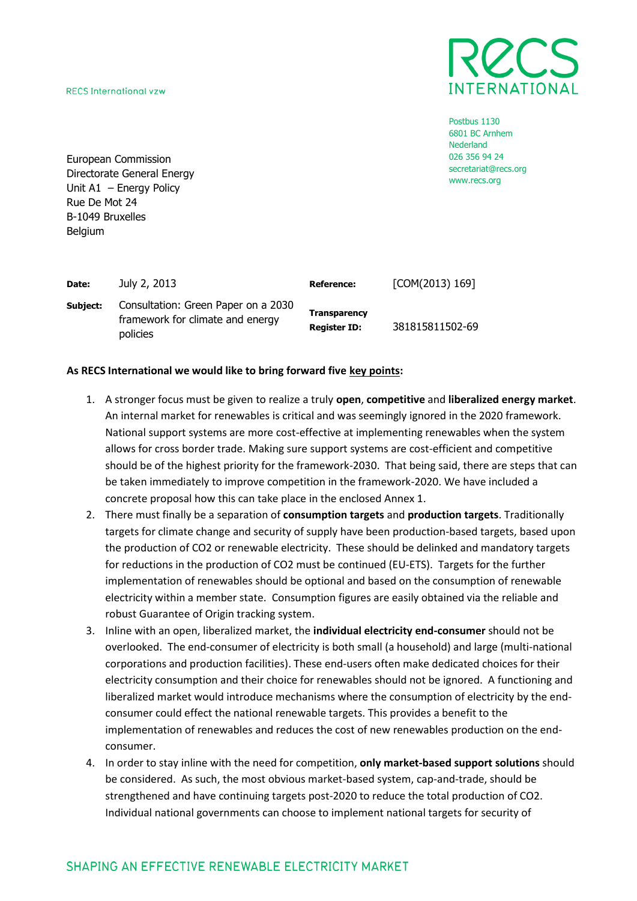RECS International vzw

Postbus 1130
6801 BC Arnhem
Nederland
026 356 94 24
secretariat@recs.org
www.recs.org

European Commission
Directorate General Energy
Unit A1 – Energy Policy
Rue De Mot 24
B-1049 Bruxelles
Belgium

| | | | |
|---|---|---|---|
| **Date:** | July 2, 2013 | **Reference:** | [COM(2013) 169] |
| **Subject:** | Consultation: Green Paper on a 2030 framework for climate and energy policies | **Transparency Register ID:** | 381815811502-69 |

**As RECS International we would like to bring forward five key points:**

1. A stronger focus must be given to realize a truly **open**, **competitive** and **liberalized energy market**. An internal market for renewables is critical and was seemingly ignored in the 2020 framework. National support systems are more cost-effective at implementing renewables when the system allows for cross border trade. Making sure support systems are cost-efficient and competitive should be of the highest priority for the framework-2030. That being said, there are steps that can be taken immediately to improve competition in the framework-2020. We have included a concrete proposal how this can take place in the enclosed Annex 1.
2. There must finally be a separation of **consumption targets** and **production targets**. Traditionally targets for climate change and security of supply have been production-based targets, based upon the production of $CO_2$ or renewable electricity. These should be delinked and mandatory targets for reductions in the production of $CO_2$ must be continued (EU-ETS). Targets for the further implementation of renewables should be optional and based on the consumption of renewable electricity within a member state. Consumption figures are easily obtained via the reliable and robust Guarantee of Origin tracking system.
3. Inline with an open, liberalized market, the **individual electricity end-consumer** should not be overlooked. The end-consumer of electricity is both small (a household) and large (multi-national corporations and production facilities). These end-users often make dedicated choices for their electricity consumption and their choice for renewables should not be ignored. A functioning and liberalized market would introduce mechanisms where the consumption of electricity by the end-consumer could effect the national renewable targets. This provides a benefit to the implementation of renewables and reduces the cost of new renewables production on the end-consumer.
4. In order to stay inline with the need for competition, **only market-based support solutions** should be considered. As such, the most obvious market-based system, cap-and-trade, should be strengthened and have continuing targets post-2020 to reduce the total production of $CO_2$. Individual national governments can choose to implement national targets for security of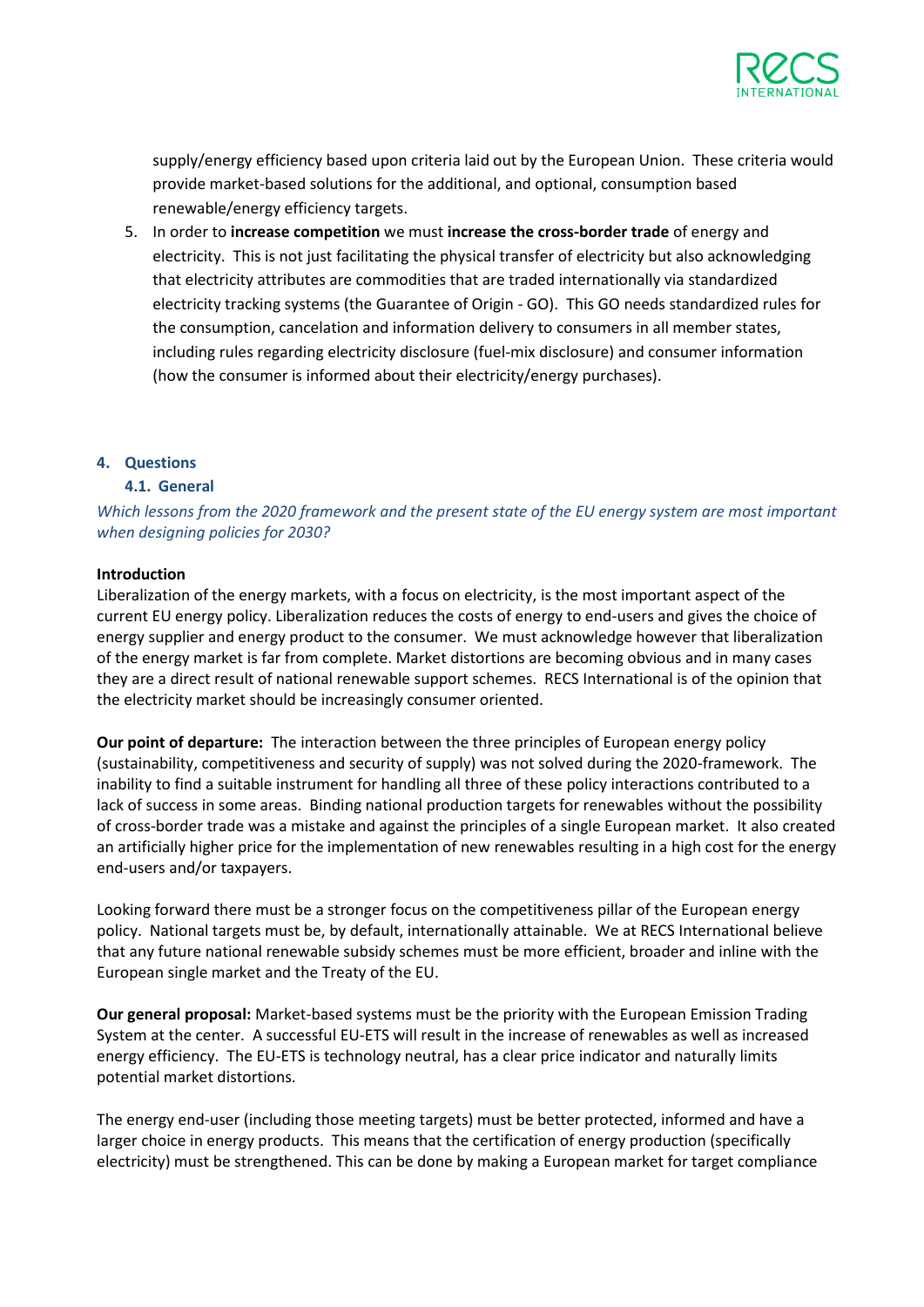supply/energy efficiency based upon criteria laid out by the European Union. These criteria would provide market-based solutions for the additional, and optional, consumption based renewable/energy efficiency targets.

5. In order to **increase competition** we must **increase the cross-border trade** of energy and electricity. This is not just facilitating the physical transfer of electricity but also acknowledging that electricity attributes are commodities that are traded internationally via standardized electricity tracking systems (the Guarantee of Origin - GO). This GO needs standardized rules for the consumption, cancelation and information delivery to consumers in all member states, including rules regarding electricity disclosure (fuel-mix disclosure) and consumer information (how the consumer is informed about their electricity/energy purchases).

## 4. Questions

### 4.1. General

*Which lessons from the 2020 framework and the present state of the EU energy system are most important when designing policies for 2030?*

**Introduction**

Liberalization of the energy markets, with a focus on electricity, is the most important aspect of the current EU energy policy. Liberalization reduces the costs of energy to end-users and gives the choice of energy supplier and energy product to the consumer. We must acknowledge however that liberalization of the energy market is far from complete. Market distortions are becoming obvious and in many cases they are a direct result of national renewable support schemes. RECS International is of the opinion that the electricity market should be increasingly consumer oriented.

**Our point of departure:** The interaction between the three principles of European energy policy (sustainability, competitiveness and security of supply) was not solved during the 2020-framework. The inability to find a suitable instrument for handling all three of these policy interactions contributed to a lack of success in some areas. Binding national production targets for renewables without the possibility of cross-border trade was a mistake and against the principles of a single European market. It also created an artificially higher price for the implementation of new renewables resulting in a high cost for the energy end-users and/or taxpayers.

Looking forward there must be a stronger focus on the competitiveness pillar of the European energy policy. National targets must be, by default, internationally attainable. We at RECS International believe that any future national renewable subsidy schemes must be more efficient, broader and inline with the European single market and the Treaty of the EU.

**Our general proposal:** Market-based systems must be the priority with the European Emission Trading System at the center. A successful EU-ETS will result in the increase of renewables as well as increased energy efficiency. The EU-ETS is technology neutral, has a clear price indicator and naturally limits potential market distortions.

The energy end-user (including those meeting targets) must be better protected, informed and have a larger choice in energy products. This means that the certification of energy production (specifically electricity) must be strengthened. This can be done by making a European market for target compliance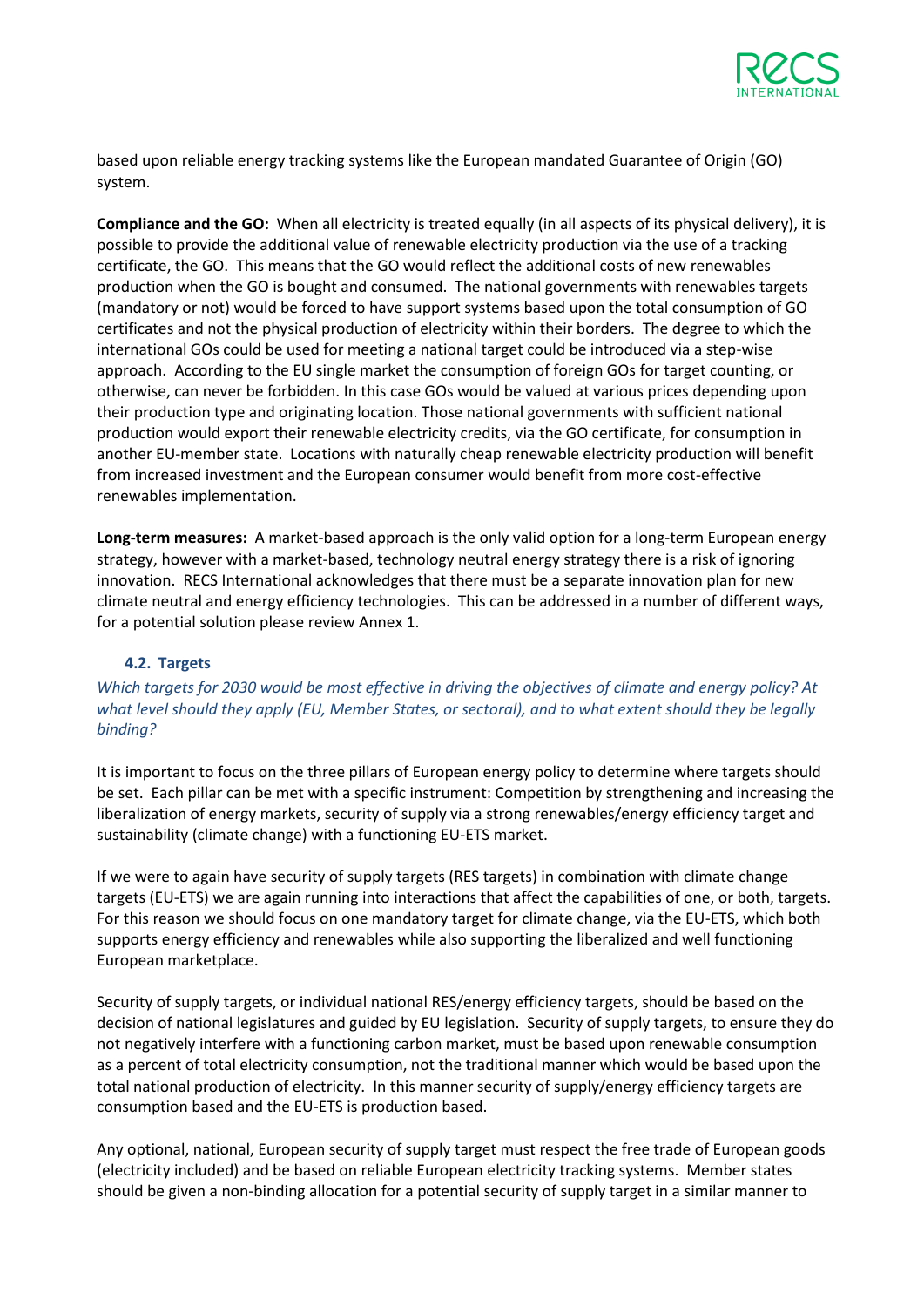based upon reliable energy tracking systems like the European mandated Guarantee of Origin (GO) system.

**Compliance and the GO:** When all electricity is treated equally (in all aspects of its physical delivery), it is possible to provide the additional value of renewable electricity production via the use of a tracking certificate, the GO. This means that the GO would reflect the additional costs of new renewables production when the GO is bought and consumed. The national governments with renewables targets (mandatory or not) would be forced to have support systems based upon the total consumption of GO certificates and not the physical production of electricity within their borders. The degree to which the international GOs could be used for meeting a national target could be introduced via a step-wise approach. According to the EU single market the consumption of foreign GOs for target counting, or otherwise, can never be forbidden. In this case GOs would be valued at various prices depending upon their production type and originating location. Those national governments with sufficient national production would export their renewable electricity credits, via the GO certificate, for consumption in another EU-member state. Locations with naturally cheap renewable electricity production will benefit from increased investment and the European consumer would benefit from more cost-effective renewables implementation.

**Long-term measures:** A market-based approach is the only valid option for a long-term European energy strategy, however with a market-based, technology neutral energy strategy there is a risk of ignoring innovation. RECS International acknowledges that there must be a separate innovation plan for new climate neutral and energy efficiency technologies. This can be addressed in a number of different ways, for a potential solution please review Annex 1.

### 4.2. Targets

*Which targets for 2030 would be most effective in driving the objectives of climate and energy policy? At what level should they apply (EU, Member States, or sectoral), and to what extent should they be legally binding?*

It is important to focus on the three pillars of European energy policy to determine where targets should be set. Each pillar can be met with a specific instrument: Competition by strengthening and increasing the liberalization of energy markets, security of supply via a strong renewables/energy efficiency target and sustainability (climate change) with a functioning EU-ETS market.

If we were to again have security of supply targets (RES targets) in combination with climate change targets (EU-ETS) we are again running into interactions that affect the capabilities of one, or both, targets. For this reason we should focus on one mandatory target for climate change, via the EU-ETS, which both supports energy efficiency and renewables while also supporting the liberalized and well functioning European marketplace.

Security of supply targets, or individual national RES/energy efficiency targets, should be based on the decision of national legislatures and guided by EU legislation. Security of supply targets, to ensure they do not negatively interfere with a functioning carbon market, must be based upon renewable consumption as a percent of total electricity consumption, not the traditional manner which would be based upon the total national production of electricity. In this manner security of supply/energy efficiency targets are consumption based and the EU-ETS is production based.

Any optional, national, European security of supply target must respect the free trade of European goods (electricity included) and be based on reliable European electricity tracking systems. Member states should be given a non-binding allocation for a potential security of supply target in a similar manner to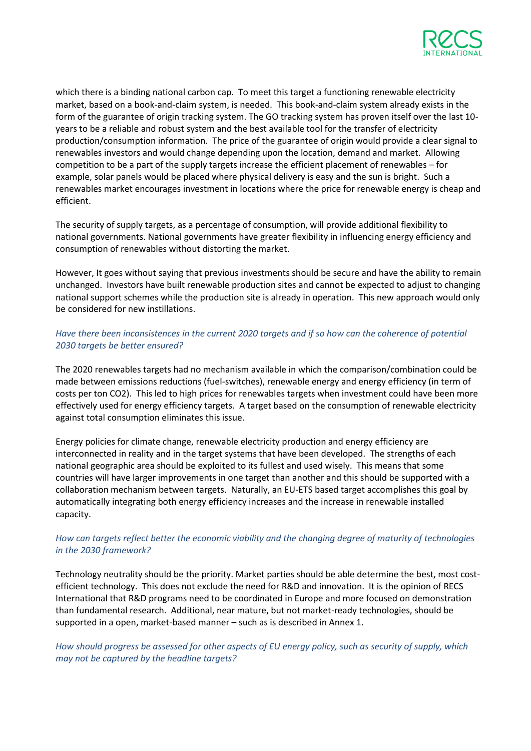which there is a binding national carbon cap. To meet this target a functioning renewable electricity market, based on a book-and-claim system, is needed. This book-and-claim system already exists in the form of the guarantee of origin tracking system. The GO tracking system has proven itself over the last 10-years to be a reliable and robust system and the best available tool for the transfer of electricity production/consumption information. The price of the guarantee of origin would provide a clear signal to renewables investors and would change depending upon the location, demand and market. Allowing competition to be a part of the supply targets increase the efficient placement of renewables – for example, solar panels would be placed where physical delivery is easy and the sun is bright. Such a renewables market encourages investment in locations where the price for renewable energy is cheap and efficient.

The security of supply targets, as a percentage of consumption, will provide additional flexibility to national governments. National governments have greater flexibility in influencing energy efficiency and consumption of renewables without distorting the market.

However, It goes without saying that previous investments should be secure and have the ability to remain unchanged. Investors have built renewable production sites and cannot be expected to adjust to changing national support schemes while the production site is already in operation. This new approach would only be considered for new instillations.

*Have there been inconsistences in the current 2020 targets and if so how can the coherence of potential 2030 targets be better ensured?*

The 2020 renewables targets had no mechanism available in which the comparison/combination could be made between emissions reductions (fuel-switches), renewable energy and energy efficiency (in term of costs per ton CO2). This led to high prices for renewables targets when investment could have been more effectively used for energy efficiency targets. A target based on the consumption of renewable electricity against total consumption eliminates this issue.

Energy policies for climate change, renewable electricity production and energy efficiency are interconnected in reality and in the target systems that have been developed. The strengths of each national geographic area should be exploited to its fullest and used wisely. This means that some countries will have larger improvements in one target than another and this should be supported with a collaboration mechanism between targets. Naturally, an EU-ETS based target accomplishes this goal by automatically integrating both energy efficiency increases and the increase in renewable installed capacity.

*How can targets reflect better the economic viability and the changing degree of maturity of technologies in the 2030 framework?*

Technology neutrality should be the priority. Market parties should be able determine the best, most cost-efficient technology. This does not exclude the need for R&D and innovation. It is the opinion of RECS International that R&D programs need to be coordinated in Europe and more focused on demonstration than fundamental research. Additional, near mature, but not market-ready technologies, should be supported in a open, market-based manner – such as is described in Annex 1.

*How should progress be assessed for other aspects of EU energy policy, such as security of supply, which may not be captured by the headline targets?*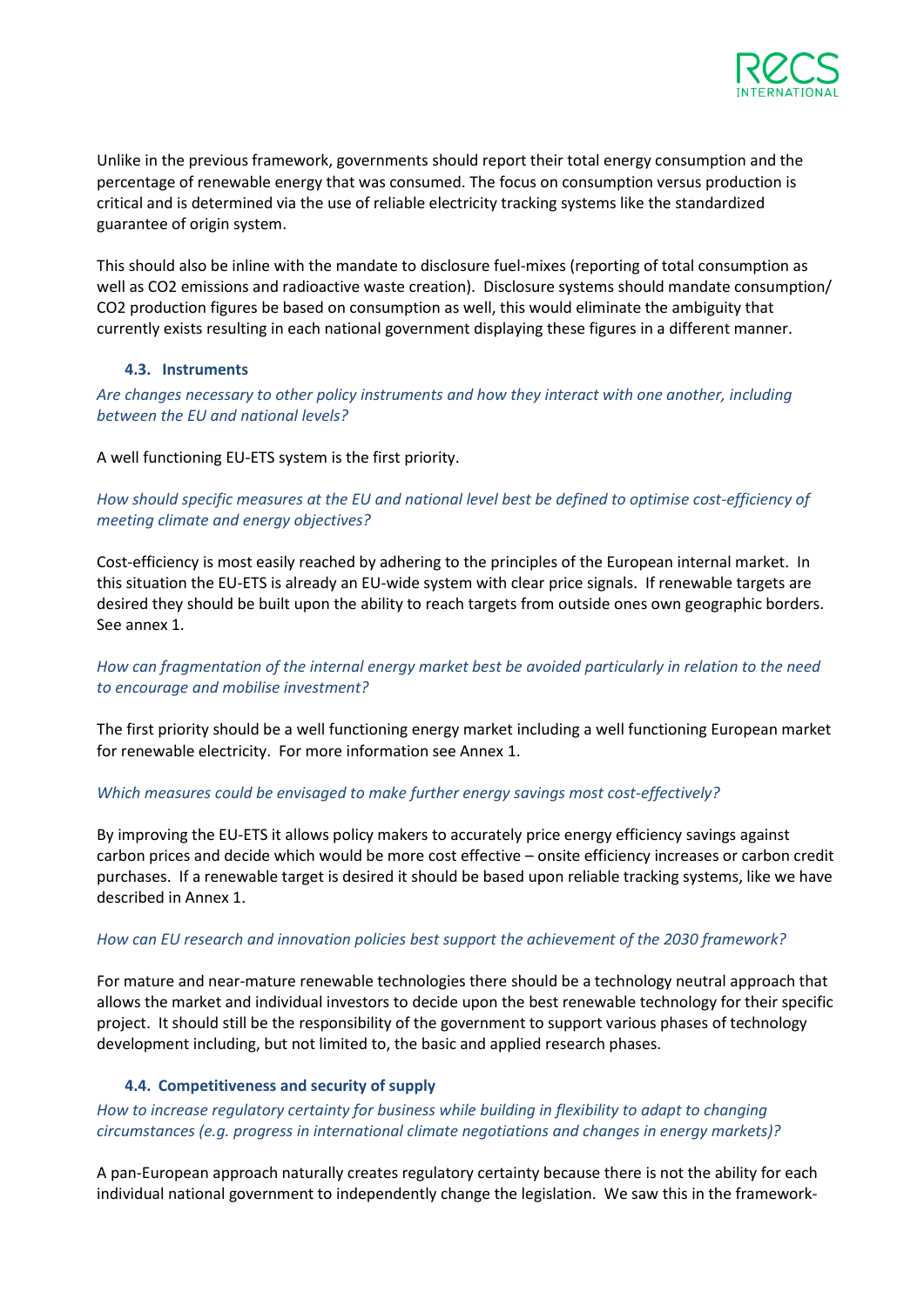Unlike in the previous framework, governments should report their total energy consumption and the percentage of renewable energy that was consumed. The focus on consumption versus production is critical and is determined via the use of reliable electricity tracking systems like the standardized guarantee of origin system.

This should also be inline with the mandate to disclosure fuel-mixes (reporting of total consumption as well as $CO_2$ emissions and radioactive waste creation). Disclosure systems should mandate consumption/ $CO_2$ production figures be based on consumption as well, this would eliminate the ambiguity that currently exists resulting in each national government displaying these figures in a different manner.

### 4.3. Instruments

*Are changes necessary to other policy instruments and how they interact with one another, including between the EU and national levels?*

A well functioning EU-ETS system is the first priority.

*How should specific measures at the EU and national level best be defined to optimise cost-efficiency of meeting climate and energy objectives?*

Cost-efficiency is most easily reached by adhering to the principles of the European internal market. In this situation the EU-ETS is already an EU-wide system with clear price signals. If renewable targets are desired they should be built upon the ability to reach targets from outside ones own geographic borders. See annex 1.

*How can fragmentation of the internal energy market best be avoided particularly in relation to the need to encourage and mobilise investment?*

The first priority should be a well functioning energy market including a well functioning European market for renewable electricity. For more information see Annex 1.

*Which measures could be envisaged to make further energy savings most cost-effectively?*

By improving the EU-ETS it allows policy makers to accurately price energy efficiency savings against carbon prices and decide which would be more cost effective – onsite efficiency increases or carbon credit purchases. If a renewable target is desired it should be based upon reliable tracking systems, like we have described in Annex 1.

*How can EU research and innovation policies best support the achievement of the 2030 framework?*

For mature and near-mature renewable technologies there should be a technology neutral approach that allows the market and individual investors to decide upon the best renewable technology for their specific project. It should still be the responsibility of the government to support various phases of technology development including, but not limited to, the basic and applied research phases.

### 4.4. Competitiveness and security of supply

*How to increase regulatory certainty for business while building in flexibility to adapt to changing circumstances (e.g. progress in international climate negotiations and changes in energy markets)?*

A pan-European approach naturally creates regulatory certainty because there is not the ability for each individual national government to independently change the legislation. We saw this in the framework-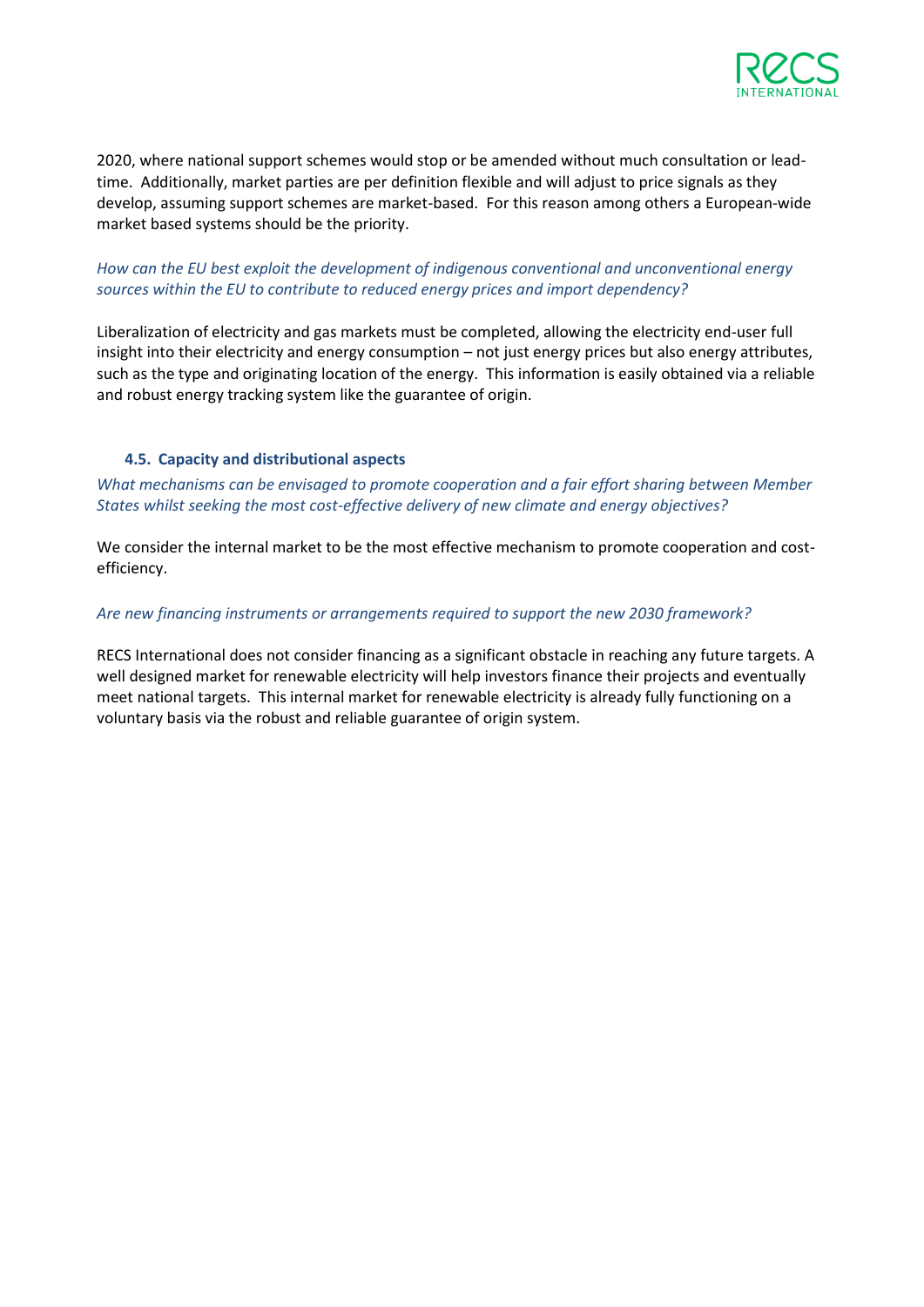2020, where national support schemes would stop or be amended without much consultation or lead-time. Additionally, market parties are per definition flexible and will adjust to price signals as they develop, assuming support schemes are market-based. For this reason among others a European-wide market based systems should be the priority.

*How can the EU best exploit the development of indigenous conventional and unconventional energy sources within the EU to contribute to reduced energy prices and import dependency?*

Liberalization of electricity and gas markets must be completed, allowing the electricity end-user full insight into their electricity and energy consumption – not just energy prices but also energy attributes, such as the type and originating location of the energy. This information is easily obtained via a reliable and robust energy tracking system like the guarantee of origin.

### 4.5. Capacity and distributional aspects

*What mechanisms can be envisaged to promote cooperation and a fair effort sharing between Member States whilst seeking the most cost-effective delivery of new climate and energy objectives?*

We consider the internal market to be the most effective mechanism to promote cooperation and cost-efficiency.

*Are new financing instruments or arrangements required to support the new 2030 framework?*

RECS International does not consider financing as a significant obstacle in reaching any future targets. A well designed market for renewable electricity will help investors finance their projects and eventually meet national targets. This internal market for renewable electricity is already fully functioning on a voluntary basis via the robust and reliable guarantee of origin system.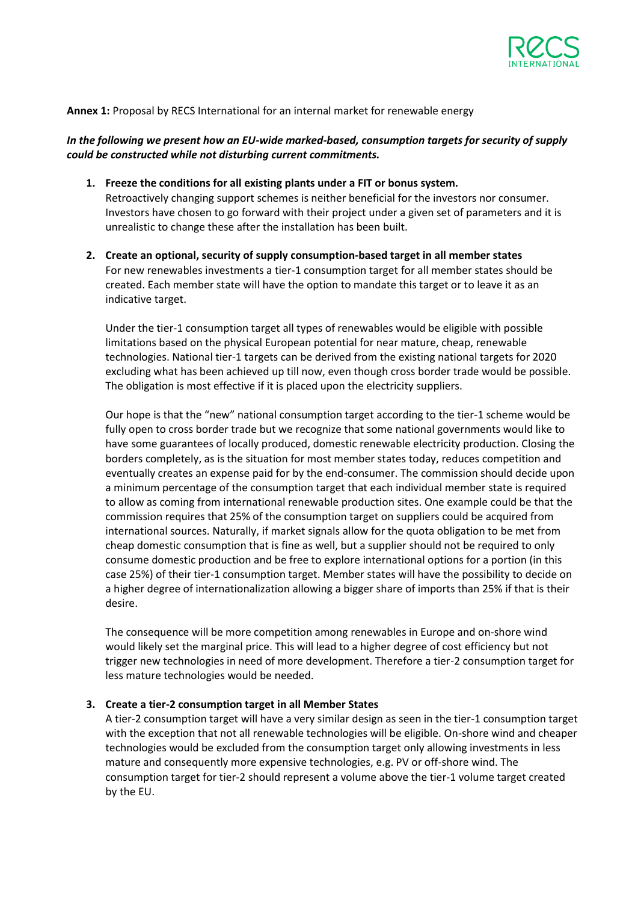**Annex 1:** Proposal by RECS International for an internal market for renewable energy

***In the following we present how an EU-wide marked-based, consumption targets for security of supply could be constructed while not disturbing current commitments.***

1. **Freeze the conditions for all existing plants under a FIT or bonus system.**
   Retroactively changing support schemes is neither beneficial for the investors nor consumer. Investors have chosen to go forward with their project under a given set of parameters and it is unrealistic to change these after the installation has been built.

2. **Create an optional, security of supply consumption-based target in all member states**
   For new renewables investments a tier-1 consumption target for all member states should be created. Each member state will have the option to mandate this target or to leave it as an indicative target.

   Under the tier-1 consumption target all types of renewables would be eligible with possible limitations based on the physical European potential for near mature, cheap, renewable technologies. National tier-1 targets can be derived from the existing national targets for 2020 excluding what has been achieved up till now, even though cross border trade would be possible. The obligation is most effective if it is placed upon the electricity suppliers.

   Our hope is that the "new" national consumption target according to the tier-1 scheme would be fully open to cross border trade but we recognize that some national governments would like to have some guarantees of locally produced, domestic renewable electricity production. Closing the borders completely, as is the situation for most member states today, reduces competition and eventually creates an expense paid for by the end-consumer. The commission should decide upon a minimum percentage of the consumption target that each individual member state is required to allow as coming from international renewable production sites. One example could be that the commission requires that 25% of the consumption target on suppliers could be acquired from international sources. Naturally, if market signals allow for the quota obligation to be met from cheap domestic consumption that is fine as well, but a supplier should not be required to only consume domestic production and be free to explore international options for a portion (in this case 25%) of their tier-1 consumption target. Member states will have the possibility to decide on a higher degree of internationalization allowing a bigger share of imports than 25% if that is their desire.

   The consequence will be more competition among renewables in Europe and on-shore wind would likely set the marginal price. This will lead to a higher degree of cost efficiency but not trigger new technologies in need of more development. Therefore a tier-2 consumption target for less mature technologies would be needed.

3. **Create a tier-2 consumption target in all Member States**
   A tier-2 consumption target will have a very similar design as seen in the tier-1 consumption target with the exception that not all renewable technologies will be eligible. On-shore wind and cheaper technologies would be excluded from the consumption target only allowing investments in less mature and consequently more expensive technologies, e.g. PV or off-shore wind. The consumption target for tier-2 should represent a volume above the tier-1 volume target created by the EU.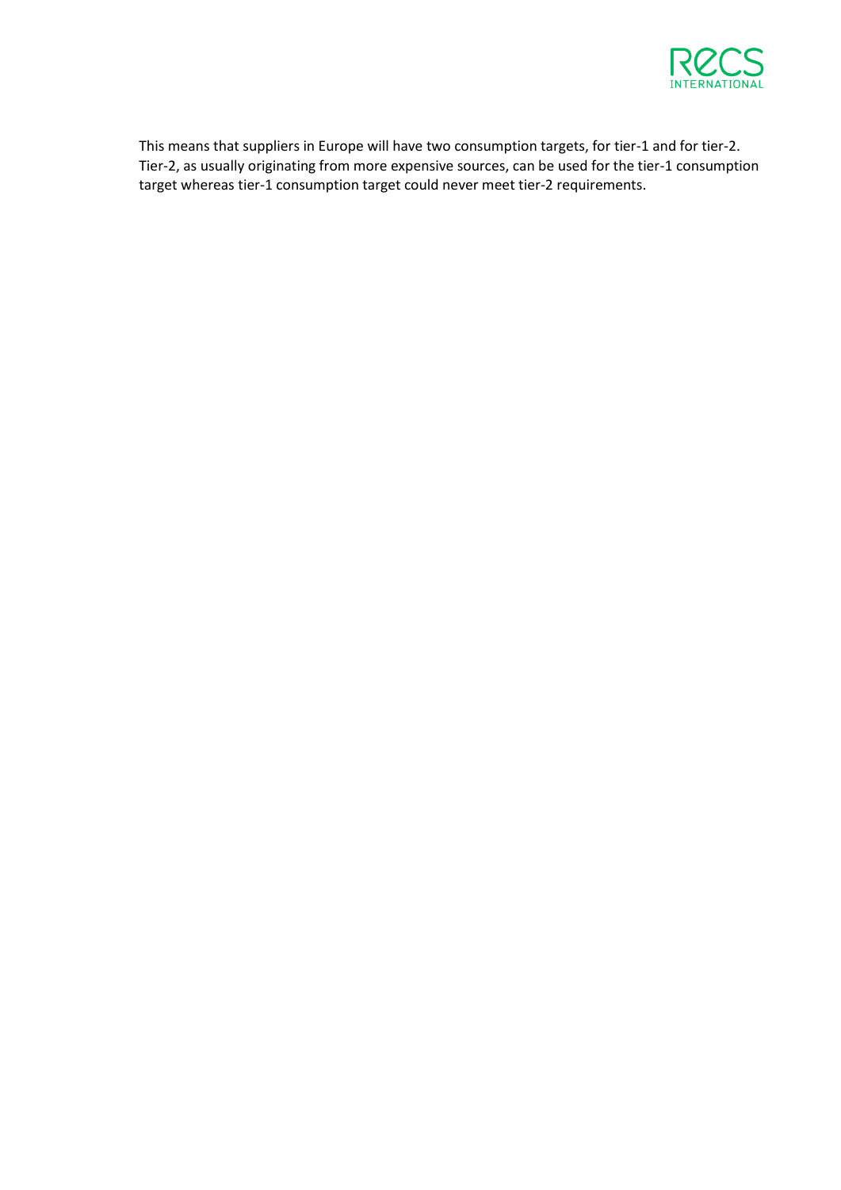This means that suppliers in Europe will have two consumption targets, for tier-1 and for tier-2. Tier-2, as usually originating from more expensive sources, can be used for the tier-1 consumption target whereas tier-1 consumption target could never meet tier-2 requirements.